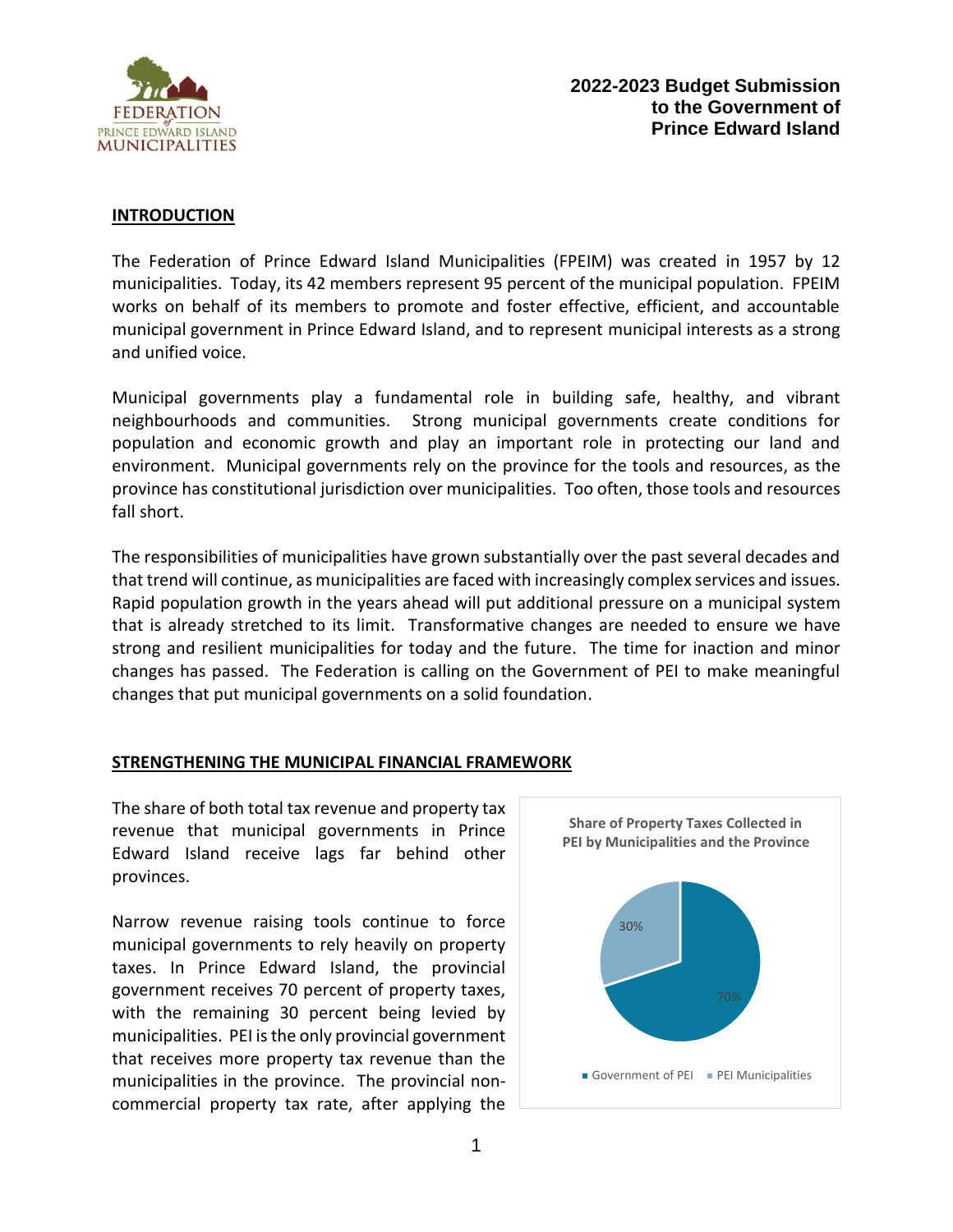**2022-2023 Budget Submission to the Government of Prince Edward Island**

## INTRODUCTION

The Federation of Prince Edward Island Municipalities (FPEIM) was created in 1957 by 12 municipalities. Today, its 42 members represent 95 percent of the municipal population. FPEIM works on behalf of its members to promote and foster effective, efficient, and accountable municipal government in Prince Edward Island, and to represent municipal interests as a strong and unified voice.

Municipal governments play a fundamental role in building safe, healthy, and vibrant neighbourhoods and communities. Strong municipal governments create conditions for population and economic growth and play an important role in protecting our land and environment. Municipal governments rely on the province for the tools and resources, as the province has constitutional jurisdiction over municipalities. Too often, those tools and resources fall short.

The responsibilities of municipalities have grown substantially over the past several decades and that trend will continue, as municipalities are faced with increasingly complex services and issues. Rapid population growth in the years ahead will put additional pressure on a municipal system that is already stretched to its limit. Transformative changes are needed to ensure we have strong and resilient municipalities for today and the future. The time for inaction and minor changes has passed. The Federation is calling on the Government of PEI to make meaningful changes that put municipal governments on a solid foundation.

## STRENGTHENING THE MUNICIPAL FINANCIAL FRAMEWORK

The share of both total tax revenue and property tax revenue that municipal governments in Prince Edward Island receive lags far behind other provinces.

**Share of Property Taxes Collected in PEI by Municipalities and the Province**

| | Share |
|---|---|
| Government of PEI | 70% |
| PEI Municipalities | 30% |

Narrow revenue raising tools continue to force municipal governments to rely heavily on property taxes. In Prince Edward Island, the provincial government receives 70 percent of property taxes, with the remaining 30 percent being levied by municipalities. PEI is the only provincial government that receives more property tax revenue than the municipalities in the province. The provincial non-commercial property tax rate, after applying the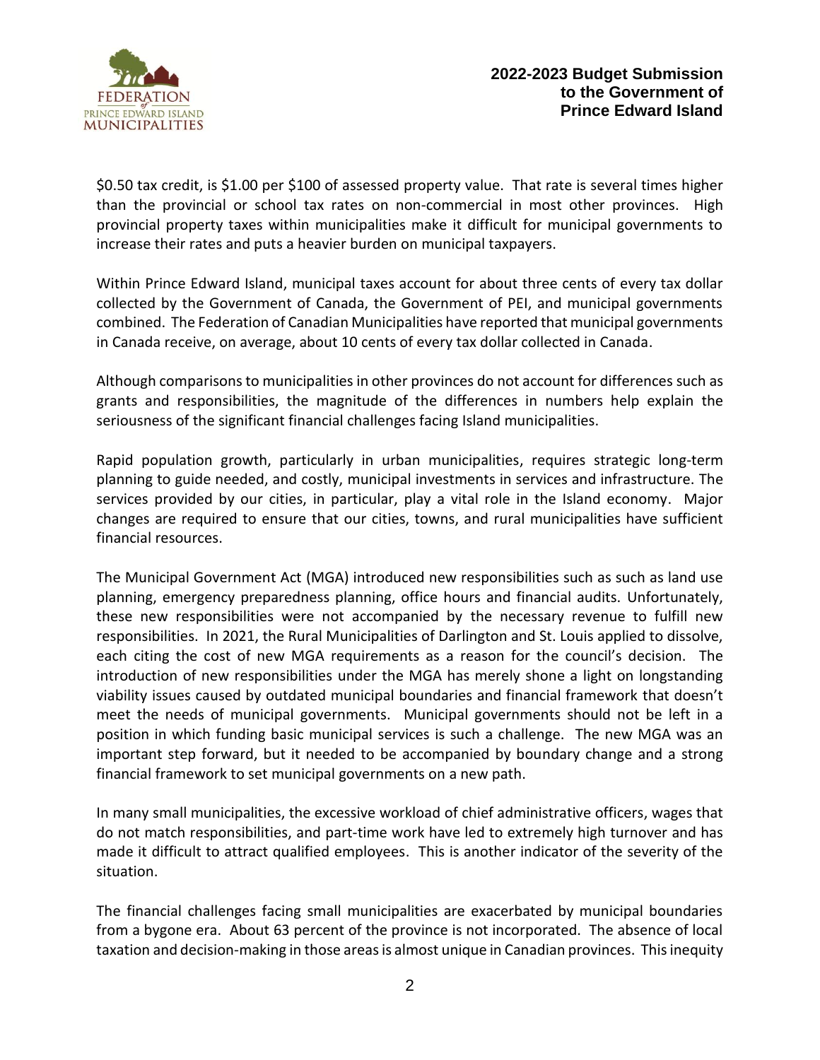$0.50 tax credit, is $1.00 per $100 of assessed property value. That rate is several times higher than the provincial or school tax rates on non-commercial in most other provinces. High provincial property taxes within municipalities make it difficult for municipal governments to increase their rates and puts a heavier burden on municipal taxpayers.

Within Prince Edward Island, municipal taxes account for about three cents of every tax dollar collected by the Government of Canada, the Government of PEI, and municipal governments combined. The Federation of Canadian Municipalities have reported that municipal governments in Canada receive, on average, about 10 cents of every tax dollar collected in Canada.

Although comparisons to municipalities in other provinces do not account for differences such as grants and responsibilities, the magnitude of the differences in numbers help explain the seriousness of the significant financial challenges facing Island municipalities.

Rapid population growth, particularly in urban municipalities, requires strategic long-term planning to guide needed, and costly, municipal investments in services and infrastructure. The services provided by our cities, in particular, play a vital role in the Island economy. Major changes are required to ensure that our cities, towns, and rural municipalities have sufficient financial resources.

The Municipal Government Act (MGA) introduced new responsibilities such as such as land use planning, emergency preparedness planning, office hours and financial audits. Unfortunately, these new responsibilities were not accompanied by the necessary revenue to fulfill new responsibilities. In 2021, the Rural Municipalities of Darlington and St. Louis applied to dissolve, each citing the cost of new MGA requirements as a reason for the council's decision. The introduction of new responsibilities under the MGA has merely shone a light on longstanding viability issues caused by outdated municipal boundaries and financial framework that doesn't meet the needs of municipal governments. Municipal governments should not be left in a position in which funding basic municipal services is such a challenge. The new MGA was an important step forward, but it needed to be accompanied by boundary change and a strong financial framework to set municipal governments on a new path.

In many small municipalities, the excessive workload of chief administrative officers, wages that do not match responsibilities, and part-time work have led to extremely high turnover and has made it difficult to attract qualified employees. This is another indicator of the severity of the situation.

The financial challenges facing small municipalities are exacerbated by municipal boundaries from a bygone era. About 63 percent of the province is not incorporated. The absence of local taxation and decision-making in those areas is almost unique in Canadian provinces. This inequity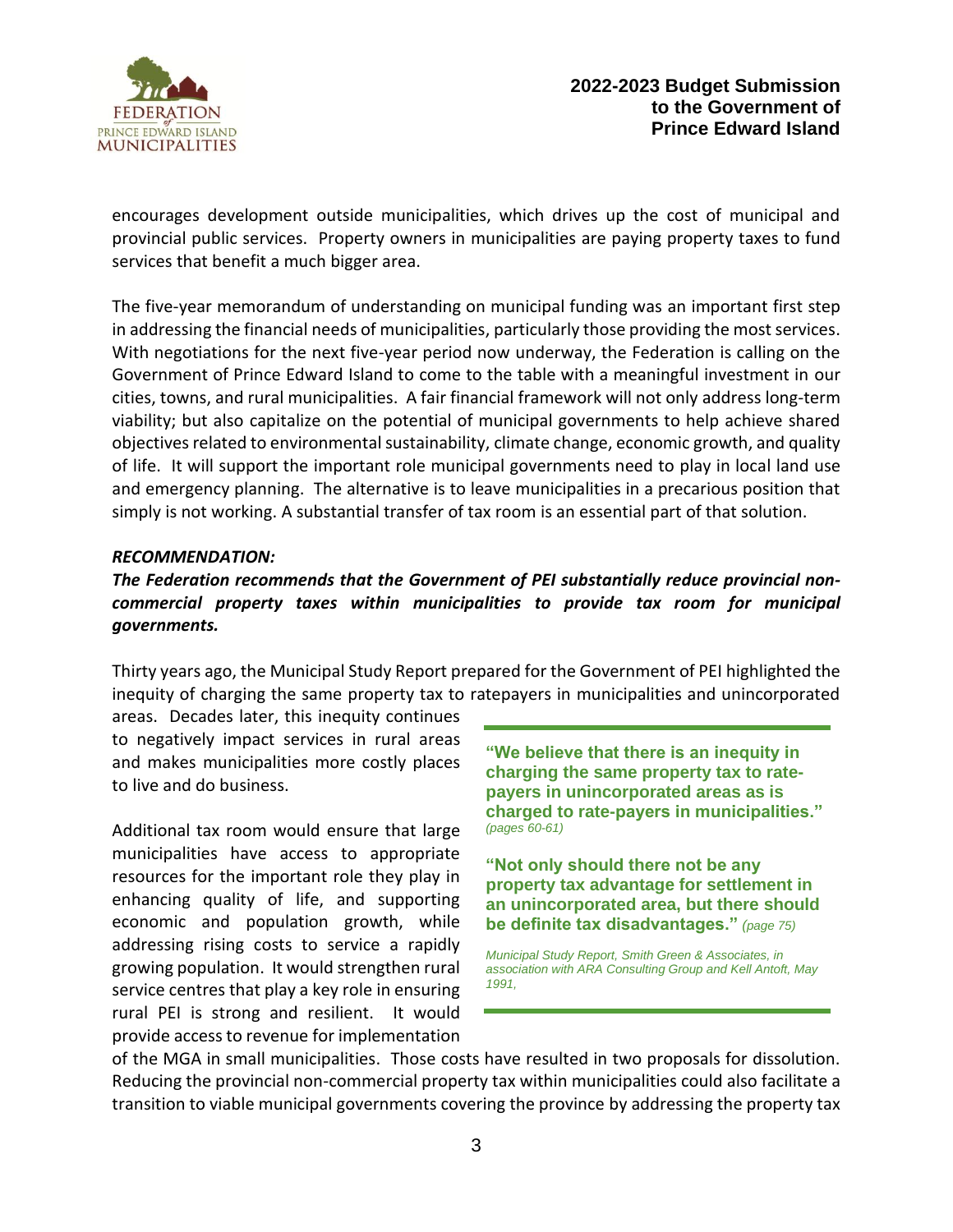encourages development outside municipalities, which drives up the cost of municipal and provincial public services. Property owners in municipalities are paying property taxes to fund services that benefit a much bigger area.

The five-year memorandum of understanding on municipal funding was an important first step in addressing the financial needs of municipalities, particularly those providing the most services. With negotiations for the next five-year period now underway, the Federation is calling on the Government of Prince Edward Island to come to the table with a meaningful investment in our cities, towns, and rural municipalities. A fair financial framework will not only address long-term viability; but also capitalize on the potential of municipal governments to help achieve shared objectives related to environmental sustainability, climate change, economic growth, and quality of life. It will support the important role municipal governments need to play in local land use and emergency planning. The alternative is to leave municipalities in a precarious position that simply is not working. A substantial transfer of tax room is an essential part of that solution.

***RECOMMENDATION:***

***The Federation recommends that the Government of PEI substantially reduce provincial non-commercial property taxes within municipalities to provide tax room for municipal governments.***

Thirty years ago, the Municipal Study Report prepared for the Government of PEI highlighted the inequity of charging the same property tax to ratepayers in municipalities and unincorporated areas. Decades later, this inequity continues to negatively impact services in rural areas and makes municipalities more costly places to live and do business.

Additional tax room would ensure that large municipalities have access to appropriate resources for the important role they play in enhancing quality of life, and supporting economic and population growth, while addressing rising costs to service a rapidly growing population. It would strengthen rural service centres that play a key role in ensuring rural PEI is strong and resilient. It would provide access to revenue for implementation of the MGA in small municipalities. Those costs have resulted in two proposals for dissolution. Reducing the provincial non-commercial property tax within municipalities could also facilitate a transition to viable municipal governments covering the province by addressing the property tax

> **"We believe that there is an inequity in charging the same property tax to rate-payers in unincorporated areas as is charged to rate-payers in municipalities."** *(pages 60-61)*
>
> **"Not only should there not be any property tax advantage for settlement in an unincorporated area, but there should be definite tax disadvantages."** *(page 75)*
>
> *Municipal Study Report, Smith Green & Associates, in association with ARA Consulting Group and Kell Antoft, May 1991,*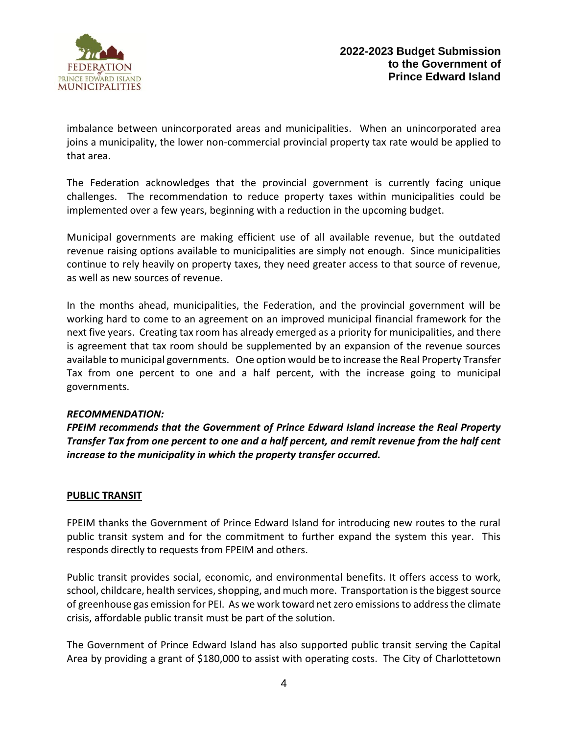imbalance between unincorporated areas and municipalities. When an unincorporated area joins a municipality, the lower non-commercial provincial property tax rate would be applied to that area.

The Federation acknowledges that the provincial government is currently facing unique challenges. The recommendation to reduce property taxes within municipalities could be implemented over a few years, beginning with a reduction in the upcoming budget.

Municipal governments are making efficient use of all available revenue, but the outdated revenue raising options available to municipalities are simply not enough. Since municipalities continue to rely heavily on property taxes, they need greater access to that source of revenue, as well as new sources of revenue.

In the months ahead, municipalities, the Federation, and the provincial government will be working hard to come to an agreement on an improved municipal financial framework for the next five years. Creating tax room has already emerged as a priority for municipalities, and there is agreement that tax room should be supplemented by an expansion of the revenue sources available to municipal governments. One option would be to increase the Real Property Transfer Tax from one percent to one and a half percent, with the increase going to municipal governments.

***RECOMMENDATION:***
***FPEIM recommends that the Government of Prince Edward Island increase the Real Property Transfer Tax from one percent to one and a half percent, and remit revenue from the half cent increase to the municipality in which the property transfer occurred.***

## PUBLIC TRANSIT

FPEIM thanks the Government of Prince Edward Island for introducing new routes to the rural public transit system and for the commitment to further expand the system this year. This responds directly to requests from FPEIM and others.

Public transit provides social, economic, and environmental benefits. It offers access to work, school, childcare, health services, shopping, and much more. Transportation is the biggest source of greenhouse gas emission for PEI. As we work toward net zero emissions to address the climate crisis, affordable public transit must be part of the solution.

The Government of Prince Edward Island has also supported public transit serving the Capital Area by providing a grant of $180,000 to assist with operating costs. The City of Charlottetown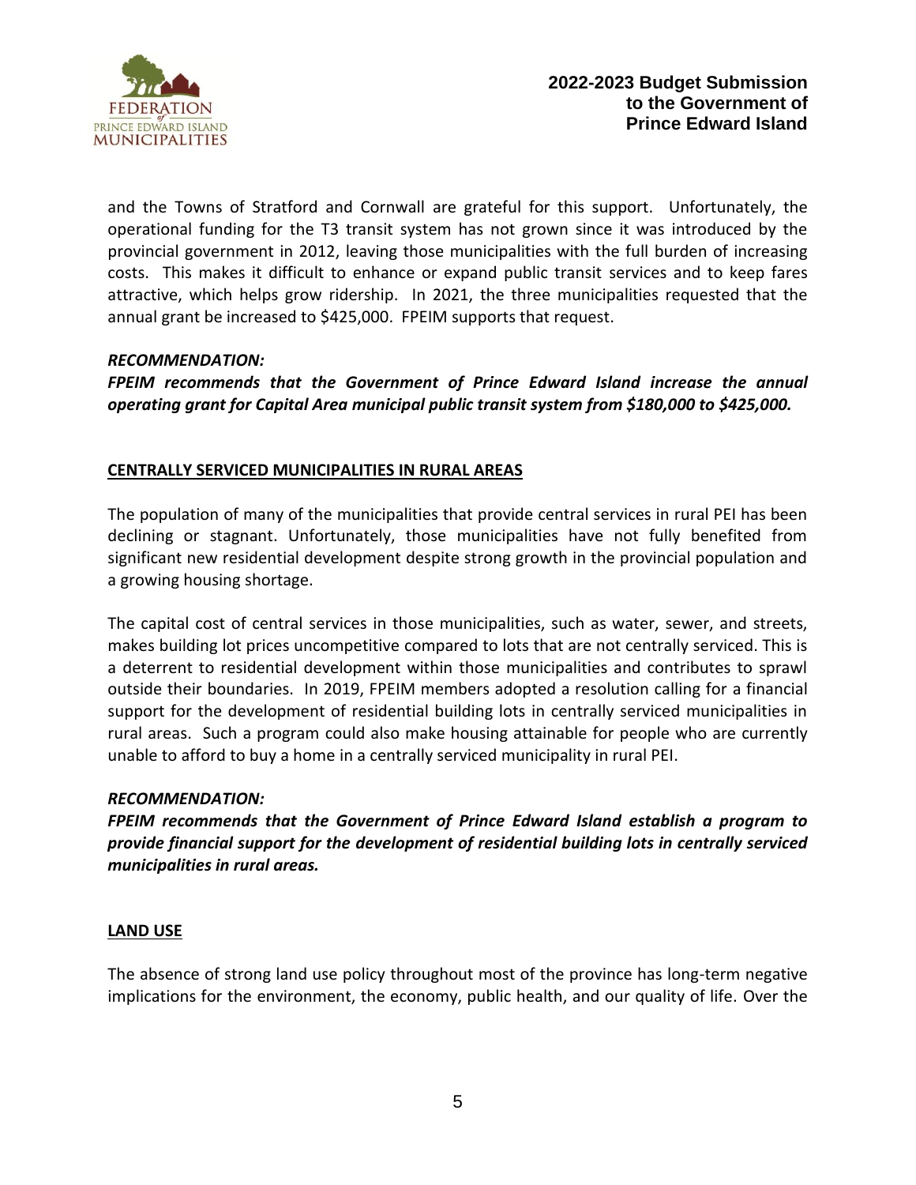and the Towns of Stratford and Cornwall are grateful for this support. Unfortunately, the operational funding for the T3 transit system has not grown since it was introduced by the provincial government in 2012, leaving those municipalities with the full burden of increasing costs. This makes it difficult to enhance or expand public transit services and to keep fares attractive, which helps grow ridership. In 2021, the three municipalities requested that the annual grant be increased to $425,000. FPEIM supports that request.

***RECOMMENDATION:***

***FPEIM recommends that the Government of Prince Edward Island increase the annual operating grant for Capital Area municipal public transit system from $180,000 to $425,000.***

## CENTRALLY SERVICED MUNICIPALITIES IN RURAL AREAS

The population of many of the municipalities that provide central services in rural PEI has been declining or stagnant. Unfortunately, those municipalities have not fully benefited from significant new residential development despite strong growth in the provincial population and a growing housing shortage.

The capital cost of central services in those municipalities, such as water, sewer, and streets, makes building lot prices uncompetitive compared to lots that are not centrally serviced. This is a deterrent to residential development within those municipalities and contributes to sprawl outside their boundaries. In 2019, FPEIM members adopted a resolution calling for a financial support for the development of residential building lots in centrally serviced municipalities in rural areas. Such a program could also make housing attainable for people who are currently unable to afford to buy a home in a centrally serviced municipality in rural PEI.

***RECOMMENDATION:***

***FPEIM recommends that the Government of Prince Edward Island establish a program to provide financial support for the development of residential building lots in centrally serviced municipalities in rural areas.***

## LAND USE

The absence of strong land use policy throughout most of the province has long-term negative implications for the environment, the economy, public health, and our quality of life. Over the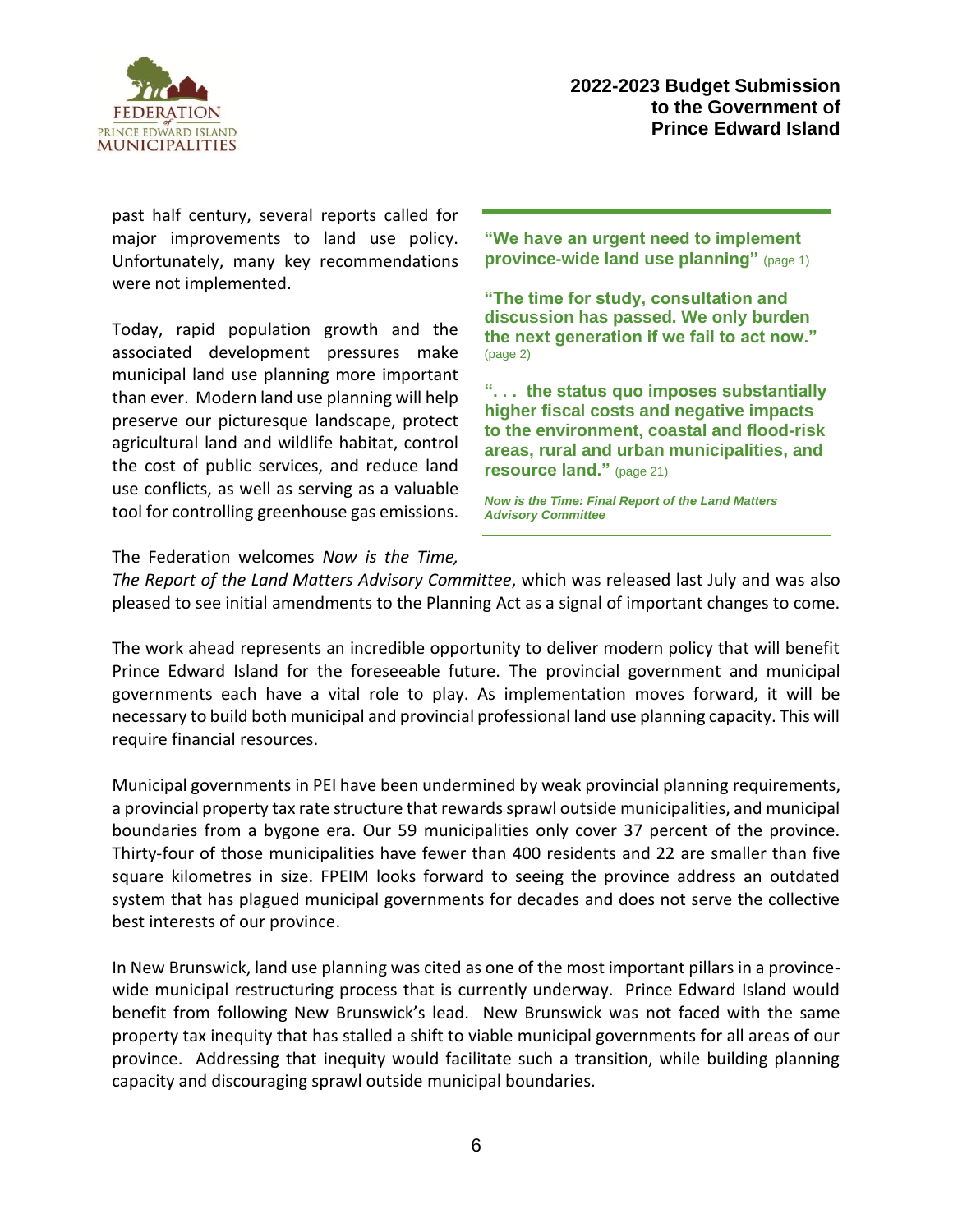past half century, several reports called for major improvements to land use policy. Unfortunately, many key recommendations were not implemented.

Today, rapid population growth and the associated development pressures make municipal land use planning more important than ever. Modern land use planning will help preserve our picturesque landscape, protect agricultural land and wildlife habitat, control the cost of public services, and reduce land use conflicts, as well as serving as a valuable tool for controlling greenhouse gas emissions.

> **"We have an urgent need to implement province-wide land use planning"** (page 1)
>
> **"The time for study, consultation and discussion has passed. We only burden the next generation if we fail to act now."** (page 2)
>
> **". . . the status quo imposes substantially higher fiscal costs and negative impacts to the environment, coastal and flood-risk areas, rural and urban municipalities, and resource land."** (page 21)
>
> ***Now is the Time: Final Report of the Land Matters Advisory Committee***

The Federation welcomes *Now is the Time, The Report of the Land Matters Advisory Committee*, which was released last July and was also pleased to see initial amendments to the Planning Act as a signal of important changes to come.

The work ahead represents an incredible opportunity to deliver modern policy that will benefit Prince Edward Island for the foreseeable future. The provincial government and municipal governments each have a vital role to play. As implementation moves forward, it will be necessary to build both municipal and provincial professional land use planning capacity. This will require financial resources.

Municipal governments in PEI have been undermined by weak provincial planning requirements, a provincial property tax rate structure that rewards sprawl outside municipalities, and municipal boundaries from a bygone era. Our 59 municipalities only cover 37 percent of the province. Thirty-four of those municipalities have fewer than 400 residents and 22 are smaller than five square kilometres in size. FPEIM looks forward to seeing the province address an outdated system that has plagued municipal governments for decades and does not serve the collective best interests of our province.

In New Brunswick, land use planning was cited as one of the most important pillars in a province-wide municipal restructuring process that is currently underway. Prince Edward Island would benefit from following New Brunswick's lead. New Brunswick was not faced with the same property tax inequity that has stalled a shift to viable municipal governments for all areas of our province. Addressing that inequity would facilitate such a transition, while building planning capacity and discouraging sprawl outside municipal boundaries.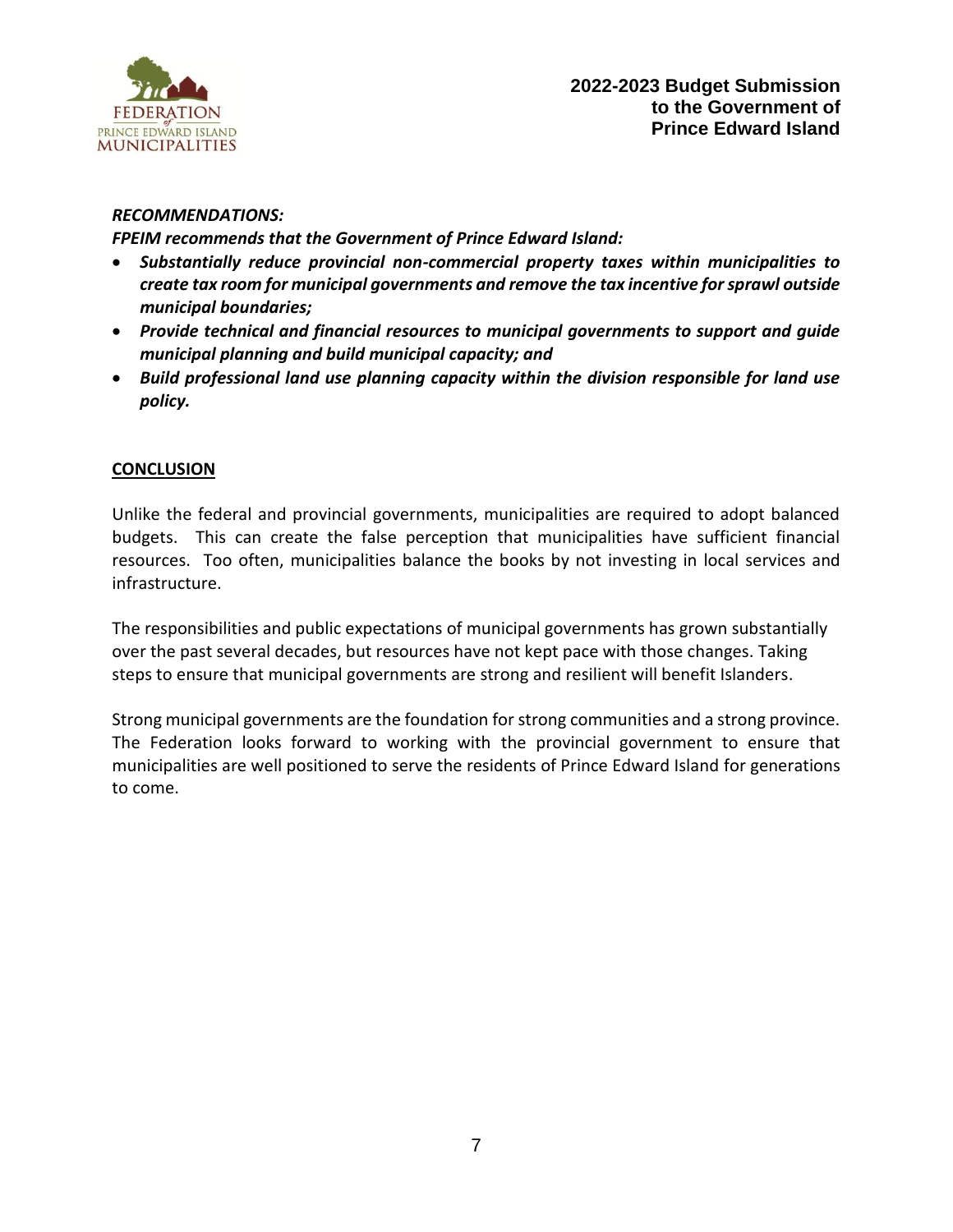***RECOMMENDATIONS:***

***FPEIM recommends that the Government of Prince Edward Island:***

- ***Substantially reduce provincial non-commercial property taxes within municipalities to create tax room for municipal governments and remove the tax incentive for sprawl outside municipal boundaries;***
- ***Provide technical and financial resources to municipal governments to support and guide municipal planning and build municipal capacity; and***
- ***Build professional land use planning capacity within the division responsible for land use policy.***

## CONCLUSION

Unlike the federal and provincial governments, municipalities are required to adopt balanced budgets. This can create the false perception that municipalities have sufficient financial resources. Too often, municipalities balance the books by not investing in local services and infrastructure.

The responsibilities and public expectations of municipal governments has grown substantially over the past several decades, but resources have not kept pace with those changes. Taking steps to ensure that municipal governments are strong and resilient will benefit Islanders.

Strong municipal governments are the foundation for strong communities and a strong province. The Federation looks forward to working with the provincial government to ensure that municipalities are well positioned to serve the residents of Prince Edward Island for generations to come.